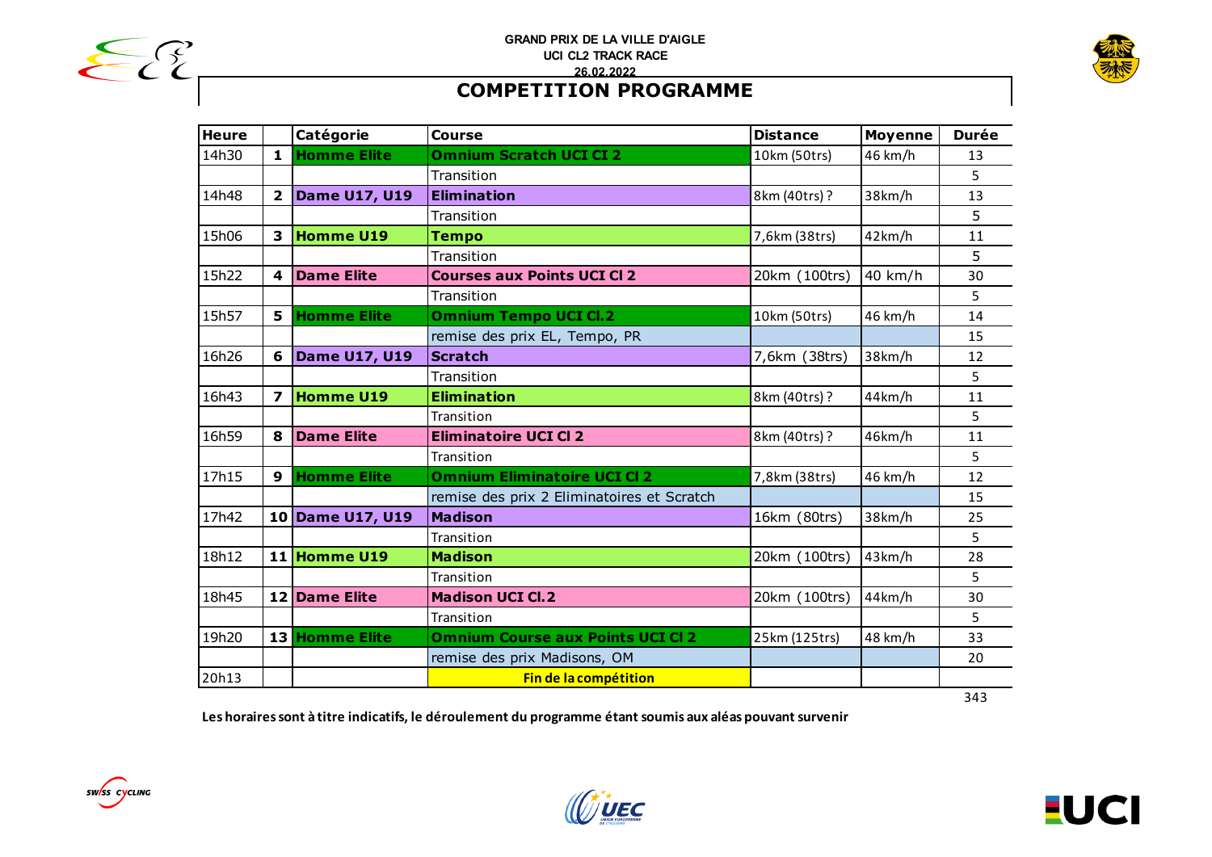GRAND PRIX DE LA VILLE D'AIGLE

UCI CL2 TRACK RACE

26.02.2022

# COMPETITION PROGRAMME

| Heure | | Catégorie | Course | Distance | Moyenne | Durée |
|---|---|---|---|---|---|---|
| 14h30 | **1** | **Homme Elite** | **Omnium Scratch UCI CI 2** | 10km (50trs) | 46 km/h | 13 |
| | | | Transition | | | 5 |
| 14h48 | **2** | **Dame U17, U19** | **Elimination** | 8km (40trs) ? | 38km/h | 13 |
| | | | Transition | | | 5 |
| 15h06 | **3** | **Homme U19** | **Tempo** | 7,6km (38trs) | 42km/h | 11 |
| | | | Transition | | | 5 |
| 15h22 | **4** | **Dame Elite** | **Courses aux Points UCI Cl 2** | 20km (100trs) | 40 km/h | 30 |
| | | | Transition | | | 5 |
| 15h57 | **5** | **Homme Elite** | **Omnium Tempo UCI Cl.2** | 10km (50trs) | 46 km/h | 14 |
| | | | remise des prix EL, Tempo, PR | | | 15 |
| 16h26 | **6** | **Dame U17, U19** | **Scratch** | 7,6km (38trs) | 38km/h | 12 |
| | | | Transition | | | 5 |
| 16h43 | **7** | **Homme U19** | **Elimination** | 8km (40trs) ? | 44km/h | 11 |
| | | | Transition | | | 5 |
| 16h59 | **8** | **Dame Elite** | **Eliminatoire UCI Cl 2** | 8km (40trs) ? | 46km/h | 11 |
| | | | Transition | | | 5 |
| 17h15 | **9** | **Homme Elite** | **Omnium Eliminatoire UCI Cl 2** | 7,8km (38trs) | 46 km/h | 12 |
| | | | remise des prix 2 Eliminatoires et Scratch | | | 15 |
| 17h42 | **10** | **Dame U17, U19** | **Madison** | 16km (80trs) | 38km/h | 25 |
| | | | Transition | | | 5 |
| 18h12 | **11** | **Homme U19** | **Madison** | 20km (100trs) | 43km/h | 28 |
| | | | Transition | | | 5 |
| 18h45 | **12** | **Dame Elite** | **Madison UCI Cl.2** | 20km (100trs) | 44km/h | 30 |
| | | | Transition | | | 5 |
| 19h20 | **13** | **Homme Elite** | **Omnium Course aux Points UCI Cl 2** | 25km (125trs) | 48 km/h | 33 |
| | | | remise des prix Madisons, OM | | | 20 |
| 20h13 | | | **Fin de la compétition** | | | |
| | | | | | | 343 |

**Les horaires sont à titre indicatifs, le déroulement du programme étant soumis aux aléas pouvant survenir**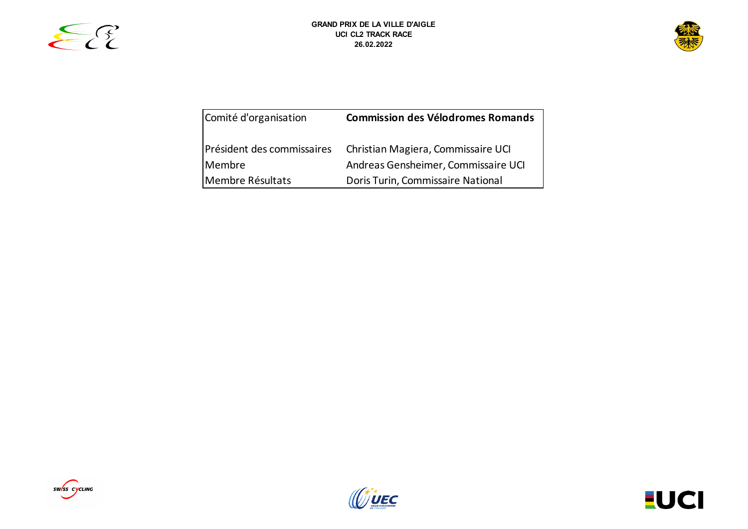| Comité d'organisation | **Commission des Vélodromes Romands** |
| --- | --- |
| Président des commissaires | Christian Magiera, Commissaire UCI |
| Membre | Andreas Gensheimer, Commissaire UCI |
| Membre Résultats | Doris Turin, Commissaire National |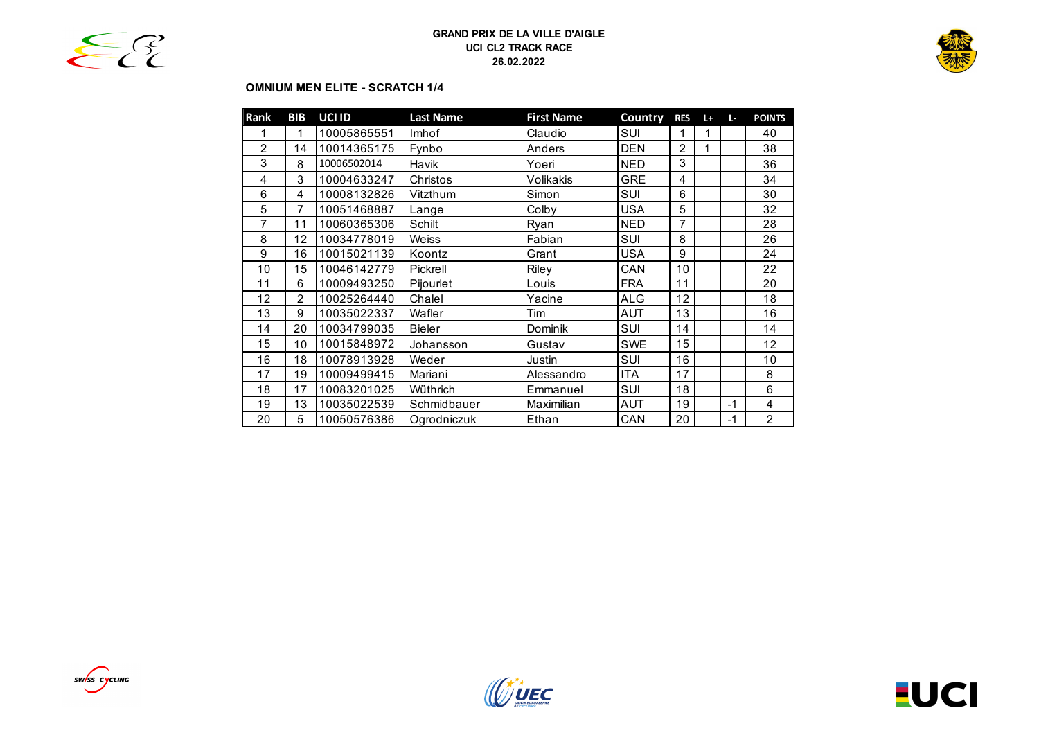**GRAND PRIX DE LA VILLE D'AIGLE**
**UCI CL2 TRACK RACE**
**26.02.2022**

### OMNIUM MEN ELITE - SCRATCH 1/4

| Rank | BIB | UCI ID | Last Name | First Name | Country | RES | L+ | L- | POINTS |
|---|---|---|---|---|---|---|---|---|---|
| 1 | 1 | 10005865551 | Imhof | Claudio | SUI | 1 | 1 | | 40 |
| 2 | 14 | 10014365175 | Fynbo | Anders | DEN | 2 | 1 | | 38 |
| 3 | 8 | 10006502014 | Havik | Yoeri | NED | 3 | | | 36 |
| 4 | 3 | 10004633247 | Christos | Volikakis | GRE | 4 | | | 34 |
| 6 | 4 | 10008132826 | Vitzthum | Simon | SUI | 6 | | | 30 |
| 5 | 7 | 10051468887 | Lange | Colby | USA | 5 | | | 32 |
| 7 | 11 | 10060365306 | Schilt | Ryan | NED | 7 | | | 28 |
| 8 | 12 | 10034778019 | Weiss | Fabian | SUI | 8 | | | 26 |
| 9 | 16 | 10015021139 | Koontz | Grant | USA | 9 | | | 24 |
| 10 | 15 | 10046142779 | Pickrell | Riley | CAN | 10 | | | 22 |
| 11 | 6 | 10009493250 | Pijourlet | Louis | FRA | 11 | | | 20 |
| 12 | 2 | 10025264440 | Chalel | Yacine | ALG | 12 | | | 18 |
| 13 | 9 | 10035022337 | Wafler | Tim | AUT | 13 | | | 16 |
| 14 | 20 | 10034799035 | Bieler | Dominik | SUI | 14 | | | 14 |
| 15 | 10 | 10015848972 | Johansson | Gustav | SWE | 15 | | | 12 |
| 16 | 18 | 10078913928 | Weder | Justin | SUI | 16 | | | 10 |
| 17 | 19 | 10009499415 | Mariani | Alessandro | ITA | 17 | | | 8 |
| 18 | 17 | 10083201025 | Wüthrich | Emmanuel | SUI | 18 | | | 6 |
| 19 | 13 | 10035022539 | Schmidbauer | Maximilian | AUT | 19 | | -1 | 4 |
| 20 | 5 | 10050576386 | Ogrodniczuk | Ethan | CAN | 20 | | -1 | 2 |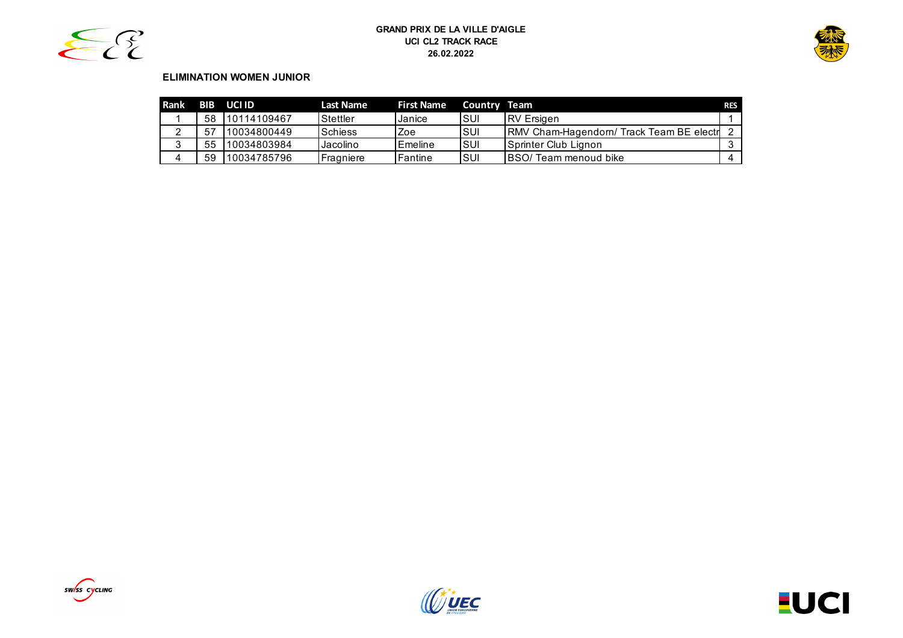**GRAND PRIX DE LA VILLE D'AIGLE**
**UCI CL2 TRACK RACE**
**26.02.2022**

**ELIMINATION WOMEN JUNIOR**

| Rank | BIB | UCI ID | Last Name | First Name | Country | Team | RES |
|---|---|---|---|---|---|---|---|
| 1 | 58 | 10114109467 | Stettler | Janice | SUI | RV Ersigen | 1 |
| 2 | 57 | 10034800449 | Schiess | Zoe | SUI | RMV Cham-Hagendorn/ Track Team BE electr | 2 |
| 3 | 55 | 10034803984 | Jacolino | Emeline | SUI | Sprinter Club Lignon | 3 |
| 4 | 59 | 10034785796 | Fragniere | Fantine | SUI | BSO/ Team menoud bike | 4 |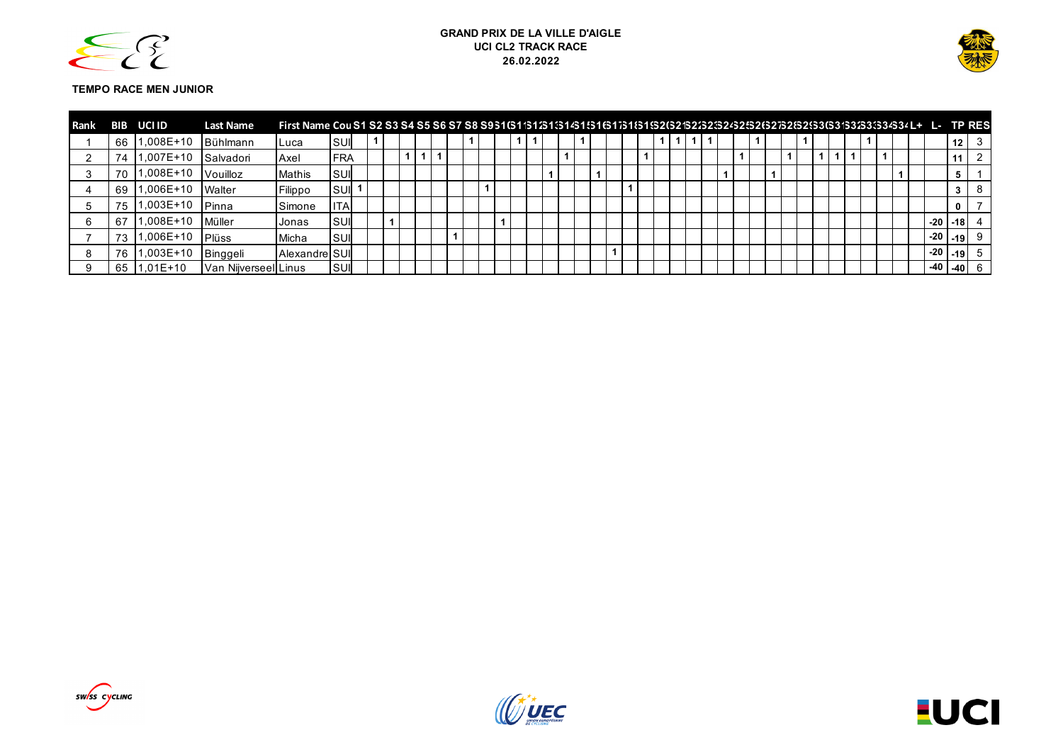**GRAND PRIX DE LA VILLE D'AIGLE**
**UCI CL2 TRACK RACE**
**26.02.2022**

**TEMPO RACE MEN JUNIOR**

| Rank | BIB | UCI ID | Last Name | First Name | Cou | S1 | S2 | S3 | S4 | S5 | S6 | S7 | S8 | S9 | S10 | S11 | S12 | S13 | S14 | S15 | S16 | S17 | S18 | S19 | S20 | S21 | S22 | S23 | S24 | S25 | S26 | S27 | S28 | S29 | S30 | S31 | S32 | S33 | S34 | S35 | L+ | L- | TP | RES |
|---|---|---|---|---|---|---|---|---|---|---|---|---|---|---|---|---|---|---|---|---|---|---|---|---|---|---|---|---|---|---|---|---|---|---|---|---|---|---|---|---|---|---|---|---|
| 1 | 66 | 1,008E+10 | Bühlmann | Luca | SUI | | 1 | | | | | | 1 | | | 1 | 1 | | | 1 | | | | | 1 | 1 | 1 | 1 | | | 1 | | | 1 | | | | 1 | | | | | 12 | 3 |
| 2 | 74 | 1,007E+10 | Salvadori | Axel | FRA | | | | 1 | 1 | 1 | | | | | | | | 1 | | | | | 1 | | | | | | 1 | | | 1 | | 1 | 1 | 1 | | 1 | | | | 11 | 2 |
| 3 | 70 | 1,008E+10 | Vouilloz | Mathis | SUI | | | | | | | | | | | | | 1 | | | 1 | | | | | | | | 1 | | | 1 | | | | | | | | 1 | | | 5 | 1 |
| 4 | 69 | 1,006E+10 | Walter | Filippo | SUI | 1 | | | | | | | | 1 | | | | | | | | | 1 | | | | | | | | | | | | | | | | | | | | 3 | 8 |
| 5 | 75 | 1,003E+10 | Pinna | Simone | ITA | | | | | | | | | | | | | | | | | | | | | | | | | | | | | | | | | | | | | | 0 | 7 |
| 6 | 67 | 1,008E+10 | Müller | Jonas | SUI | | | 1 | | | | | | | 1 | | | | | | | | | | | | | | | | | | | | | | | | | | | -20 | -18 | 4 |
| 7 | 73 | 1,006E+10 | Plüss | Micha | SUI | | | | | | | 1 | | | | | | | | | | | | | | | | | | | | | | | | | | | | | | -20 | -19 | 9 |
| 8 | 76 | 1,003E+10 | Binggeli | Alexandre | SUI | | | | | | | | | | | | | | | | | 1 | | | | | | | | | | | | | | | | | | | | -20 | -19 | 5 |
| 9 | 65 | 1,01E+10 | Van Nijverseel | Linus | SUI | | | | | | | | | | | | | | | | | | | | | | | | | | | | | | | | | | | | | -40 | -40 | 6 |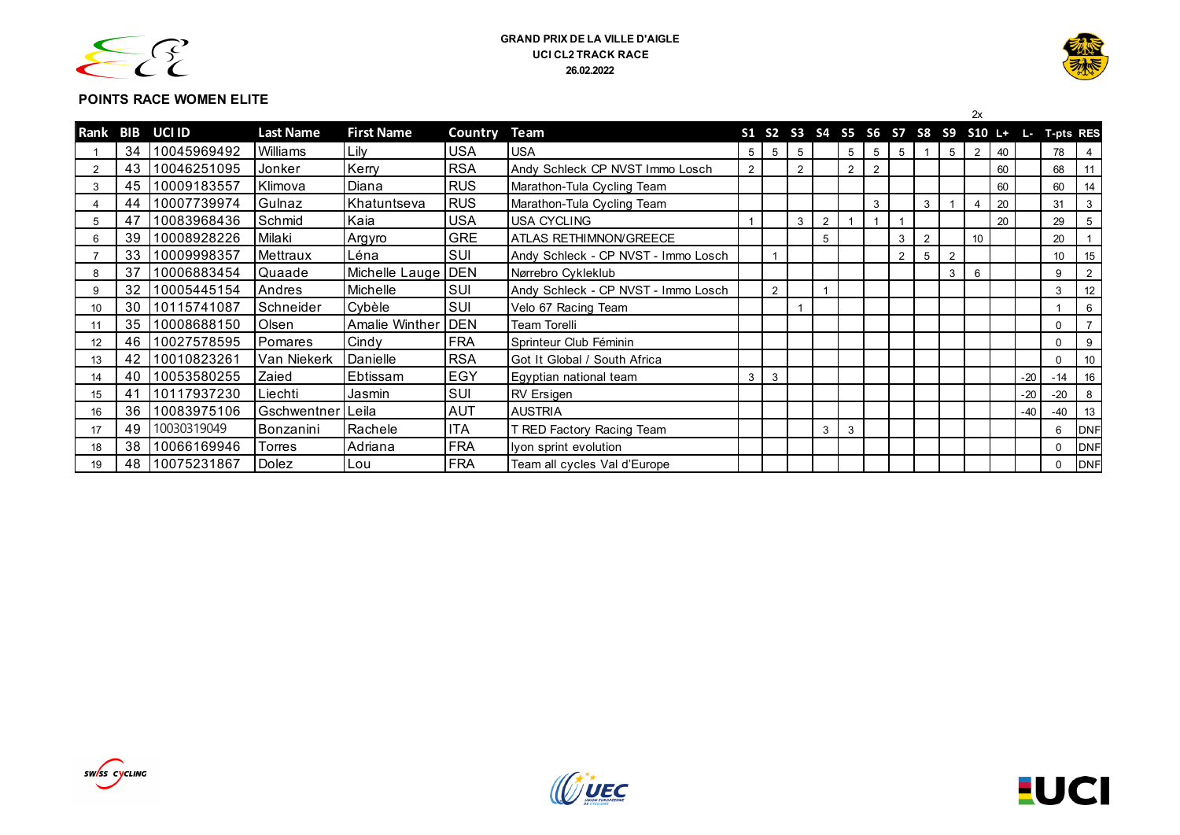**GRAND PRIX DE LA VILLE D'AIGLE**
**UCI CL2 TRACK RACE**
**26.02.2022**

## POINTS RACE WOMEN ELITE

| Rank | BIB | UCI ID | Last Name | First Name | Country | Team | S1 | S2 | S3 | S4 | S5 | S6 | S7 | S8 | S9 | S10 (2x) | L+ | L- | T-pts | RES |
|---|---|---|---|---|---|---|---|---|---|---|---|---|---|---|---|---|---|---|---|---|
| 1 | 34 | 10045969492 | Williams | Lily | USA | USA | 5 | 5 | 5 | | 5 | 5 | 5 | 1 | 5 | 2 | 40 | | 78 | 4 |
| 2 | 43 | 10046251095 | Jonker | Kerry | RSA | Andy Schleck CP NVST Immo Losch | 2 | | 2 | | 2 | 2 | | | | | 60 | | 68 | 11 |
| 3 | 45 | 10009183557 | Klimova | Diana | RUS | Marathon-Tula Cycling Team | | | | | | | | | | | 60 | | 60 | 14 |
| 4 | 44 | 10007739974 | Gulnaz | Khatuntseva | RUS | Marathon-Tula Cycling Team | | | | | | 3 | | 3 | 1 | 4 | 20 | | 31 | 3 |
| 5 | 47 | 10083968436 | Schmid | Kaia | USA | USA CYCLING | 1 | | 3 | 2 | 1 | 1 | 1 | | | | 20 | | 29 | 5 |
| 6 | 39 | 10008928226 | Milaki | Argyro | GRE | ATLAS RETHIMNON/GREECE | | | | 5 | | | 3 | 2 | | 10 | | | 20 | 1 |
| 7 | 33 | 10009998357 | Mettraux | Léna | SUI | Andy Schleck - CP NVST - Immo Losch | | 1 | | | | | 2 | 5 | 2 | | | | 10 | 15 |
| 8 | 37 | 10006883454 | Quaade | Michelle Lauge | DEN | Nørrebro Cykleklub | | | | | | | | | 3 | 6 | | | 9 | 2 |
| 9 | 32 | 10005445154 | Andres | Michelle | SUI | Andy Schleck - CP NVST - Immo Losch | | 2 | | 1 | | | | | | | | | 3 | 12 |
| 10 | 30 | 10115741087 | Schneider | Cybèle | SUI | Velo 67 Racing Team | | | 1 | | | | | | | | | | 1 | 6 |
| 11 | 35 | 10008688150 | Olsen | Amalie Winther | DEN | Team Torelli | | | | | | | | | | | | | 0 | 7 |
| 12 | 46 | 10027578595 | Pomares | Cindy | FRA | Sprinteur Club Féminin | | | | | | | | | | | | | 0 | 9 |
| 13 | 42 | 10010823261 | Van Niekerk | Danielle | RSA | Got It Global / South Africa | | | | | | | | | | | | | 0 | 10 |
| 14 | 40 | 10053580255 | Zaied | Ebtissam | EGY | Egyptian national team | 3 | 3 | | | | | | | | | | -20 | -14 | 16 |
| 15 | 41 | 10117937230 | Liechti | Jasmin | SUI | RV Ersigen | | | | | | | | | | | | -20 | -20 | 8 |
| 16 | 36 | 10083975106 | Gschwentner | Leila | AUT | AUSTRIA | | | | | | | | | | | | -40 | -40 | 13 |
| 17 | 49 | 10030319049 | Bonzanini | Rachele | ITA | T RED Factory Racing Team | | | | 3 | 3 | | | | | | | | 6 | DNF |
| 18 | 38 | 10066169946 | Torres | Adriana | FRA | lyon sprint evolution | | | | | | | | | | | | | 0 | DNF |
| 19 | 48 | 10075231867 | Dolez | Lou | FRA | Team all cycles Val d'Europe | | | | | | | | | | | | | 0 | DNF |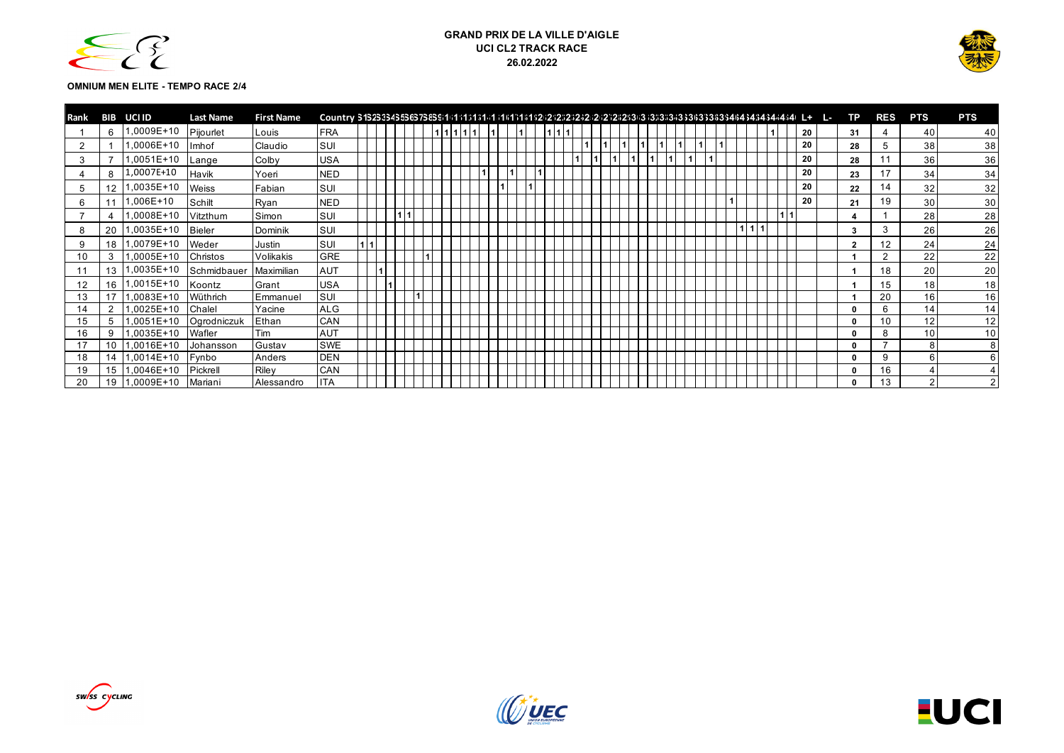# GRAND PRIX DE LA VILLE D'AIGLE

## UCI CL2 TRACK RACE

**26.02.2022**

**OMNIUM MEN ELITE - TEMPO RACE 2/4**

| Rank | BIB | UCI ID | Last Name | First Name | Country | L+ | L- | TP | RES | PTS | PTS |
|---|---|---|---|---|---|---|---|---|---|---|---|
| 1 | 6 | 1,0009E+10 | Pijourlet | Louis | FRA | 20 | | 31 | 4 | 40 | 40 |
| 2 | 1 | 1,0006E+10 | Imhof | Claudio | SUI | 20 | | 28 | 5 | 38 | 38 |
| 3 | 7 | 1,0051E+10 | Lange | Colby | USA | 20 | | 28 | 11 | 36 | 36 |
| 4 | 8 | 1,0007E+10 | Havik | Yoeri | NED | 20 | | 23 | 17 | 34 | 34 |
| 5 | 12 | 1,0035E+10 | Weiss | Fabian | SUI | 20 | | 22 | 14 | 32 | 32 |
| 6 | 11 | 1,006E+10 | Schilt | Ryan | NED | 20 | | 21 | 19 | 30 | 30 |
| 7 | 4 | 1,0008E+10 | Vitzthum | Simon | SUI | | | 4 | 1 | 28 | 28 |
| 8 | 20 | 1,0035E+10 | Bieler | Dominik | SUI | | | 3 | 3 | 26 | 26 |
| 9 | 18 | 1,0079E+10 | Weder | Justin | SUI | | | 2 | 12 | 24 | 24 |
| 10 | 3 | 1,0005E+10 | Christos | Volikakis | GRE | | | 1 | 2 | 22 | 22 |
| 11 | 13 | 1,0035E+10 | Schmidbauer | Maximilian | AUT | | | 1 | 18 | 20 | 20 |
| 12 | 16 | 1,0015E+10 | Koontz | Grant | USA | | | 1 | 15 | 18 | 18 |
| 13 | 17 | 1,0083E+10 | Wüthrich | Emmanuel | SUI | | | 1 | 20 | 16 | 16 |
| 14 | 2 | 1,0025E+10 | Chalel | Yacine | ALG | | | 0 | 6 | 14 | 14 |
| 15 | 5 | 1,0051E+10 | Ogrodniczuk | Ethan | CAN | | | 0 | 10 | 12 | 12 |
| 16 | 9 | 1,0035E+10 | Wafler | Tim | AUT | | | 0 | 8 | 10 | 10 |
| 17 | 10 | 1,0016E+10 | Johansson | Gustav | SWE | | | 0 | 7 | 8 | 8 |
| 18 | 14 | 1,0014E+10 | Fynbo | Anders | DEN | | | 0 | 9 | 6 | 6 |
| 19 | 15 | 1,0046E+10 | Pickrell | Riley | CAN | | | 0 | 16 | 4 | 4 |
| 20 | 19 | 1,0009E+10 | Mariani | Alessandro | ITA | | | 0 | 13 | 2 | 2 |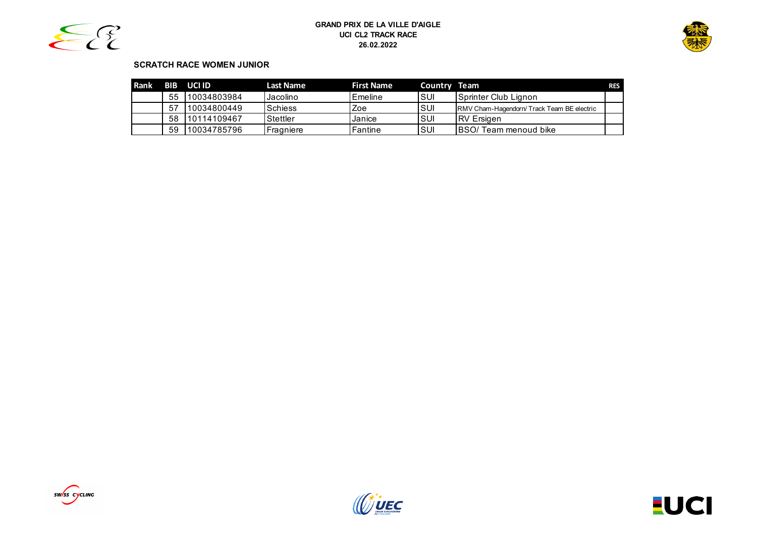**GRAND PRIX DE LA VILLE D'AIGLE**
**UCI CL2 TRACK RACE**
**26.02.2022**

**SCRATCH RACE WOMEN JUNIOR**

| Rank | BIB | UCI ID | Last Name | First Name | Country | Team | RES |
|---|---|---|---|---|---|---|---|
| | 55 | 10034803984 | Jacolino | Emeline | SUI | Sprinter Club Lignon | |
| | 57 | 10034800449 | Schiess | Zoe | SUI | RMV Cham-Hagendorn/ Track Team BE electric | |
| | 58 | 10114109467 | Stettler | Janice | SUI | RV Ersigen | |
| | 59 | 10034785796 | Fragniere | Fantine | SUI | BSO/ Team menoud bike | |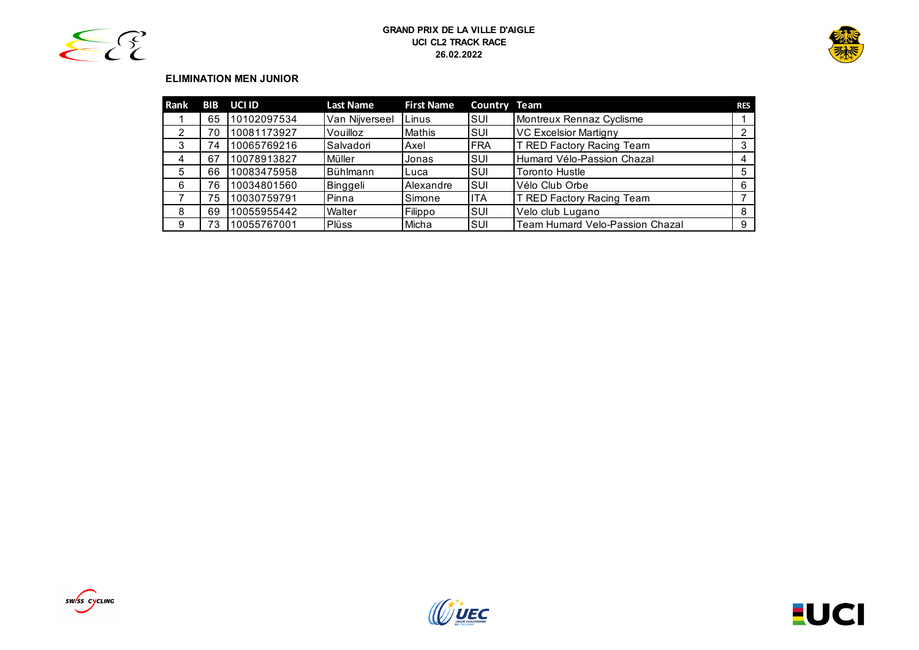**GRAND PRIX DE LA VILLE D'AIGLE**
**UCI CL2 TRACK RACE**
**26.02.2022**

**ELIMINATION MEN JUNIOR**

| Rank | BIB | UCI ID | Last Name | First Name | Country | Team | RES |
|---|---|---|---|---|---|---|---|
| 1 | 65 | 10102097534 | Van Nijverseel | Linus | SUI | Montreux Rennaz Cyclisme | 1 |
| 2 | 70 | 10081173927 | Vouilloz | Mathis | SUI | VC Excelsior Martigny | 2 |
| 3 | 74 | 10065769216 | Salvadori | Axel | FRA | T RED Factory Racing Team | 3 |
| 4 | 67 | 10078913827 | Müller | Jonas | SUI | Humard Vélo-Passion Chazal | 4 |
| 5 | 66 | 10083475958 | Bühlmann | Luca | SUI | Toronto Hustle | 5 |
| 6 | 76 | 10034801560 | Binggeli | Alexandre | SUI | Vélo Club Orbe | 6 |
| 7 | 75 | 10030759791 | Pinna | Simone | ITA | T RED Factory Racing Team | 7 |
| 8 | 69 | 10055955442 | Walter | Filippo | SUI | Velo club Lugano | 8 |
| 9 | 73 | 10055767001 | Plüss | Micha | SUI | Team Humard Velo-Passion Chazal | 9 |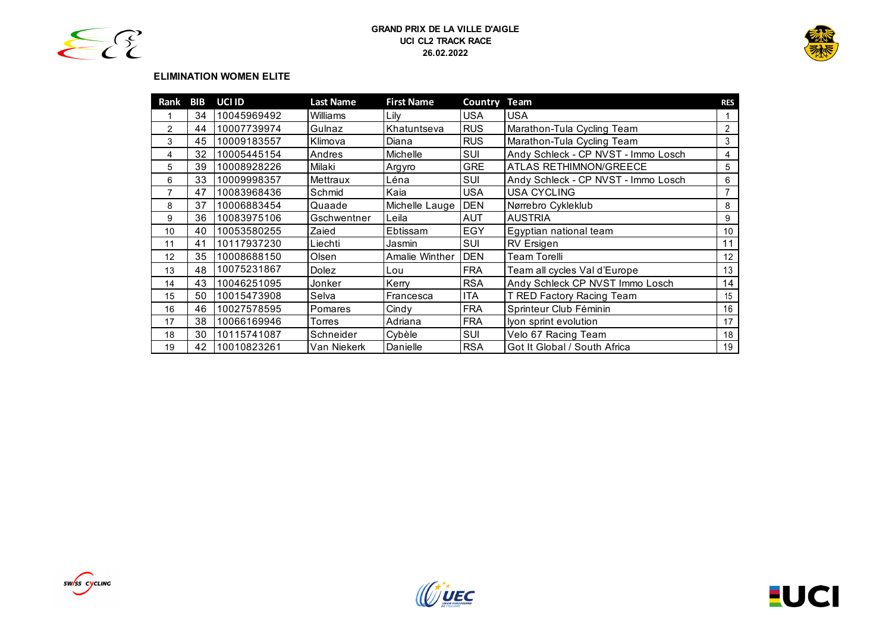**GRAND PRIX DE LA VILLE D'AIGLE**
**UCI CL2 TRACK RACE**
**26.02.2022**

## ELIMINATION WOMEN ELITE

| Rank | BIB | UCI ID | Last Name | First Name | Country | Team | RES |
|---|---|---|---|---|---|---|---|
| 1 | 34 | 10045969492 | Williams | Lily | USA | USA | 1 |
| 2 | 44 | 10007739974 | Gulnaz | Khatuntseva | RUS | Marathon-Tula Cycling Team | 2 |
| 3 | 45 | 10009183557 | Klimova | Diana | RUS | Marathon-Tula Cycling Team | 3 |
| 4 | 32 | 10005445154 | Andres | Michelle | SUI | Andy Schleck - CP NVST - Immo Losch | 4 |
| 5 | 39 | 10008928226 | Milaki | Argyro | GRE | ATLAS RETHIMNON/GREECE | 5 |
| 6 | 33 | 10009998357 | Mettraux | Léna | SUI | Andy Schleck - CP NVST - Immo Losch | 6 |
| 7 | 47 | 10083968436 | Schmid | Kaia | USA | USA CYCLING | 7 |
| 8 | 37 | 10006883454 | Quaade | Michelle Lauge | DEN | Nørrebro Cykleklub | 8 |
| 9 | 36 | 10083975106 | Gschwentner | Leila | AUT | AUSTRIA | 9 |
| 10 | 40 | 10053580255 | Zaied | Ebtissam | EGY | Egyptian national team | 10 |
| 11 | 41 | 10117937230 | Liechti | Jasmin | SUI | RV Ersigen | 11 |
| 12 | 35 | 10008688150 | Olsen | Amalie Winther | DEN | Team Torelli | 12 |
| 13 | 48 | 10075231867 | Dolez | Lou | FRA | Team all cycles Val d'Europe | 13 |
| 14 | 43 | 10046251095 | Jonker | Kerry | RSA | Andy Schleck CP NVST Immo Losch | 14 |
| 15 | 50 | 10015473908 | Selva | Francesca | ITA | T RED Factory Racing Team | 15 |
| 16 | 46 | 10027578595 | Pomares | Cindy | FRA | Sprinteur Club Féminin | 16 |
| 17 | 38 | 10066169946 | Torres | Adriana | FRA | lyon sprint evolution | 17 |
| 18 | 30 | 10115741087 | Schneider | Cybèle | SUI | Velo 67 Racing Team | 18 |
| 19 | 42 | 10010823261 | Van Niekerk | Danielle | RSA | Got It Global / South Africa | 19 |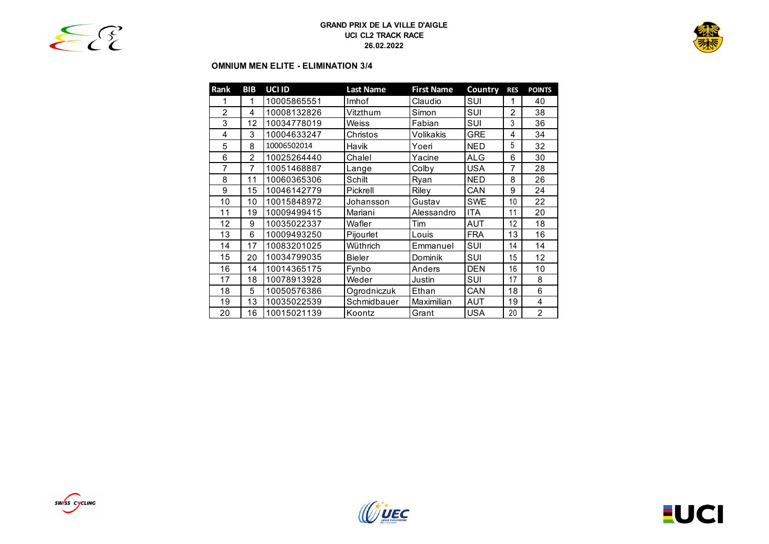**GRAND PRIX DE LA VILLE D'AIGLE**
**UCI CL2 TRACK RACE**
**26.02.2022**

## OMNIUM MEN ELITE - ELIMINATION 3/4

| Rank | BIB | UCI ID | Last Name | First Name | Country | RES | POINTS |
|---|---|---|---|---|---|---|---|
| 1 | 1 | 10005865551 | Imhof | Claudio | SUI | 1 | 40 |
| 2 | 4 | 10008132826 | Vitzthum | Simon | SUI | 2 | 38 |
| 3 | 12 | 10034778019 | Weiss | Fabian | SUI | 3 | 36 |
| 4 | 3 | 10004633247 | Christos | Volikakis | GRE | 4 | 34 |
| 5 | 8 | 10006502014 | Havik | Yoeri | NED | 5 | 32 |
| 6 | 2 | 10025264440 | Chalel | Yacine | ALG | 6 | 30 |
| 7 | 7 | 10051468887 | Lange | Colby | USA | 7 | 28 |
| 8 | 11 | 10060365306 | Schilt | Ryan | NED | 8 | 26 |
| 9 | 15 | 10046142779 | Pickrell | Riley | CAN | 9 | 24 |
| 10 | 10 | 10015848972 | Johansson | Gustav | SWE | 10 | 22 |
| 11 | 19 | 10009499415 | Mariani | Alessandro | ITA | 11 | 20 |
| 12 | 9 | 10035022337 | Wafler | Tim | AUT | 12 | 18 |
| 13 | 6 | 10009493250 | Pijourlet | Louis | FRA | 13 | 16 |
| 14 | 17 | 10083201025 | Wüthrich | Emmanuel | SUI | 14 | 14 |
| 15 | 20 | 10034799035 | Bieler | Dominik | SUI | 15 | 12 |
| 16 | 14 | 10014365175 | Fynbo | Anders | DEN | 16 | 10 |
| 17 | 18 | 10078913928 | Weder | Justin | SUI | 17 | 8 |
| 18 | 5 | 10050576386 | Ogrodniczuk | Ethan | CAN | 18 | 6 |
| 19 | 13 | 10035022539 | Schmidbauer | Maximilian | AUT | 19 | 4 |
| 20 | 16 | 10015021139 | Koontz | Grant | USA | 20 | 2 |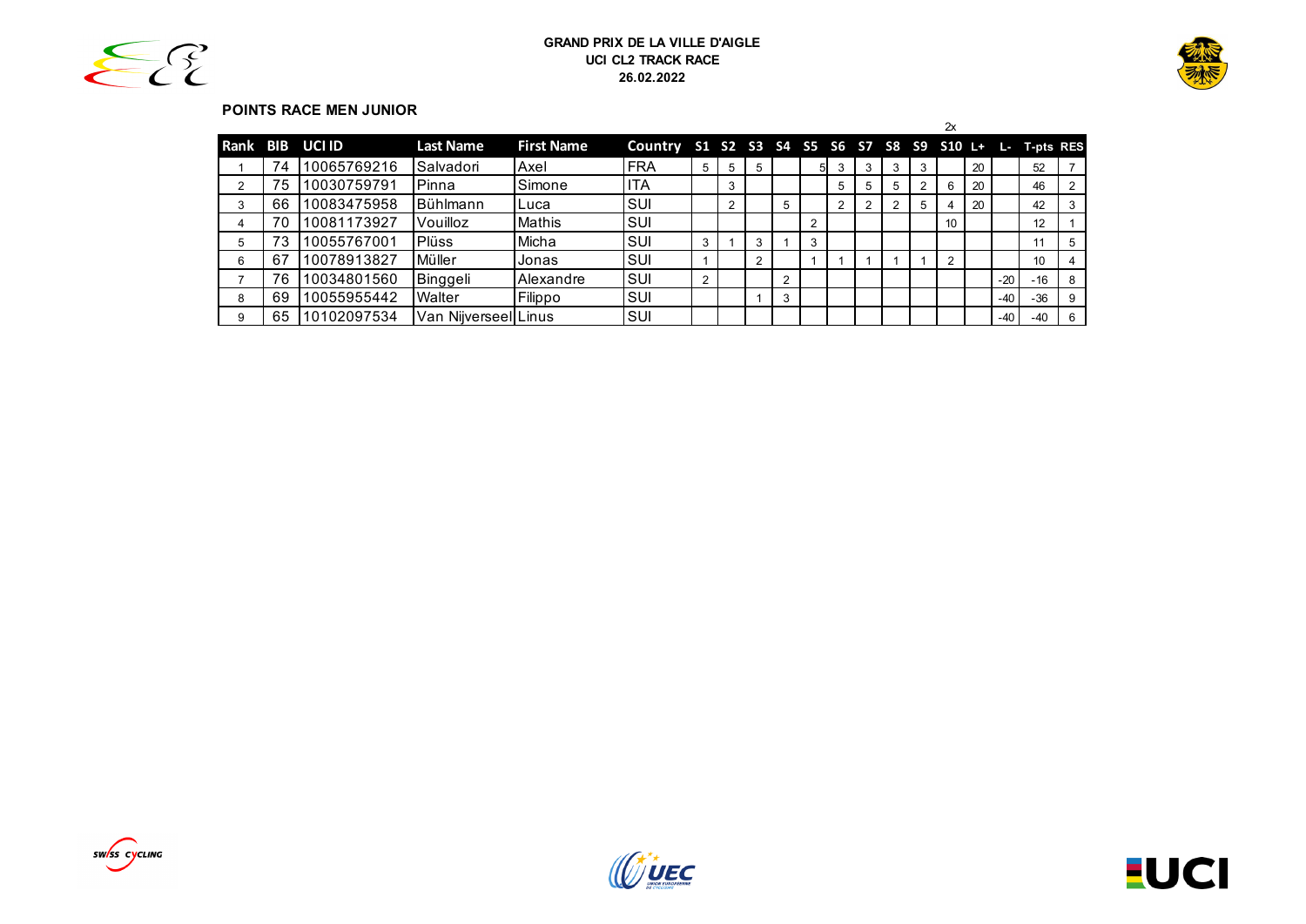**GRAND PRIX DE LA VILLE D'AIGLE**
**UCI CL2 TRACK RACE**
**26.02.2022**

**POINTS RACE MEN JUNIOR**

| Rank | BIB | UCI ID | Last Name | First Name | Country | S1 | S2 | S3 | S4 | S5 | S6 | S7 | S8 | S9 | S10 (2x) | L+ | L- | T-pts | RES |
|---|---|---|---|---|---|---|---|---|---|---|---|---|---|---|---|---|---|---|---|
| 1 | 74 | 10065769216 | Salvadori | Axel | FRA | 5 | 5 | 5 | | 5 | 3 | 3 | 3 | 3 | | 20 | | 52 | 7 |
| 2 | 75 | 10030759791 | Pinna | Simone | ITA | | 3 | | | | 5 | 5 | 5 | 2 | 6 | 20 | | 46 | 2 |
| 3 | 66 | 10083475958 | Bühlmann | Luca | SUI | | 2 | | 5 | | 2 | 2 | 2 | 5 | 4 | 20 | | 42 | 3 |
| 4 | 70 | 10081173927 | Vouilloz | Mathis | SUI | | | | | 2 | | | | | 10 | | | 12 | 1 |
| 5 | 73 | 10055767001 | Plüss | Micha | SUI | 3 | 1 | 3 | 1 | 3 | | | | | | | | 11 | 5 |
| 6 | 67 | 10078913827 | Müller | Jonas | SUI | 1 | | 2 | | 1 | 1 | 1 | 1 | 1 | 2 | | | 10 | 4 |
| 7 | 76 | 10034801560 | Binggeli | Alexandre | SUI | 2 | | | 2 | | | | | | | | -20 | -16 | 8 |
| 8 | 69 | 10055955442 | Walter | Filippo | SUI | | | 1 | 3 | | | | | | | | -40 | -36 | 9 |
| 9 | 65 | 10102097534 | Van Nijverseel | Linus | SUI | | | | | | | | | | | | -40 | -40 | 6 |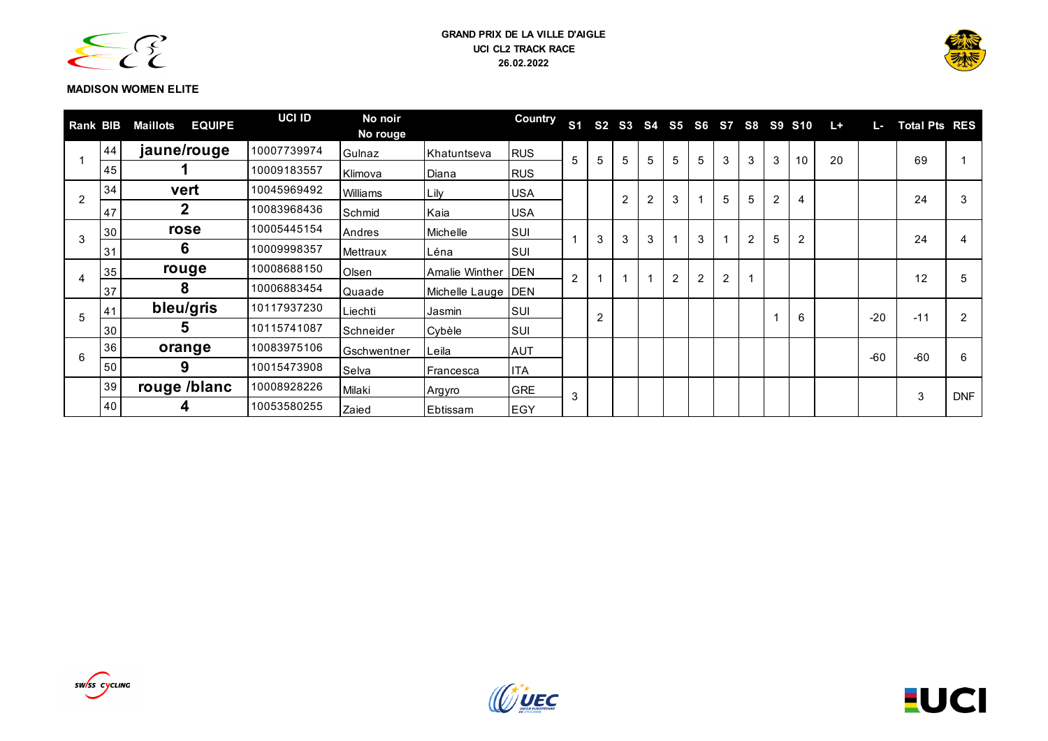GRAND PRIX DE LA VILLE D'AIGLE
UCI CL2 TRACK RACE
26.02.2022

**MADISON WOMEN ELITE**

| Rank | BIB | Maillots EQUIPE | UCI ID | No noir No rouge | | Country | S1 | S2 | S3 | S4 | S5 | S6 | S7 | S8 | S9 | S10 | L+ | L- | Total Pts | RES |
|---|---|---|---|---|---|---|---|---|---|---|---|---|---|---|---|---|---|---|---|---|
| 1 | 44 | jaune/rouge | 10007739974 | Gulnaz | Khatuntseva | RUS | 5 | 5 | 5 | 5 | 5 | 5 | 3 | 3 | 3 | 10 | 20 | | 69 | 1 |
| | 45 | 1 | 10009183557 | Klimova | Diana | RUS | | | | | | | | | | | | | | |
| 2 | 34 | vert | 10045969492 | Williams | Lily | USA | | | 2 | 2 | 3 | 1 | 5 | 5 | 2 | 4 | | | 24 | 3 |
| | 47 | 2 | 10083968436 | Schmid | Kaia | USA | | | | | | | | | | | | | | |
| 3 | 30 | rose | 10005445154 | Andres | Michelle | SUI | 1 | 3 | 3 | 3 | 1 | 3 | 1 | 2 | 5 | 2 | | | 24 | 4 |
| | 31 | 6 | 10009998357 | Mettraux | Léna | SUI | | | | | | | | | | | | | | |
| 4 | 35 | rouge | 10008688150 | Olsen | Amalie Winther | DEN | 2 | 1 | 1 | 1 | 2 | 2 | 2 | 1 | | | | | 12 | 5 |
| | 37 | 8 | 10006883454 | Quaade | Michelle Lauge | DEN | | | | | | | | | | | | | | |
| 5 | 41 | bleu/gris | 10117937230 | Liechti | Jasmin | SUI | | 2 | | | | | | | 1 | 6 | | -20 | -11 | 2 |
| | 30 | 5 | 10115741087 | Schneider | Cybèle | SUI | | | | | | | | | | | | | | |
| 6 | 36 | orange | 10083975106 | Gschwentner | Leila | AUT | | | | | | | | | | | | -60 | -60 | 6 |
| | 50 | 9 | 10015473908 | Selva | Francesca | ITA | | | | | | | | | | | | | | |
| | 39 | rouge /blanc | 10008928226 | Milaki | Argyro | GRE | 3 | | | | | | | | | | | | 3 | DNF |
| | 40 | 4 | 10053580255 | Zaied | Ebtissam | EGY | | | | | | | | | | | | | | |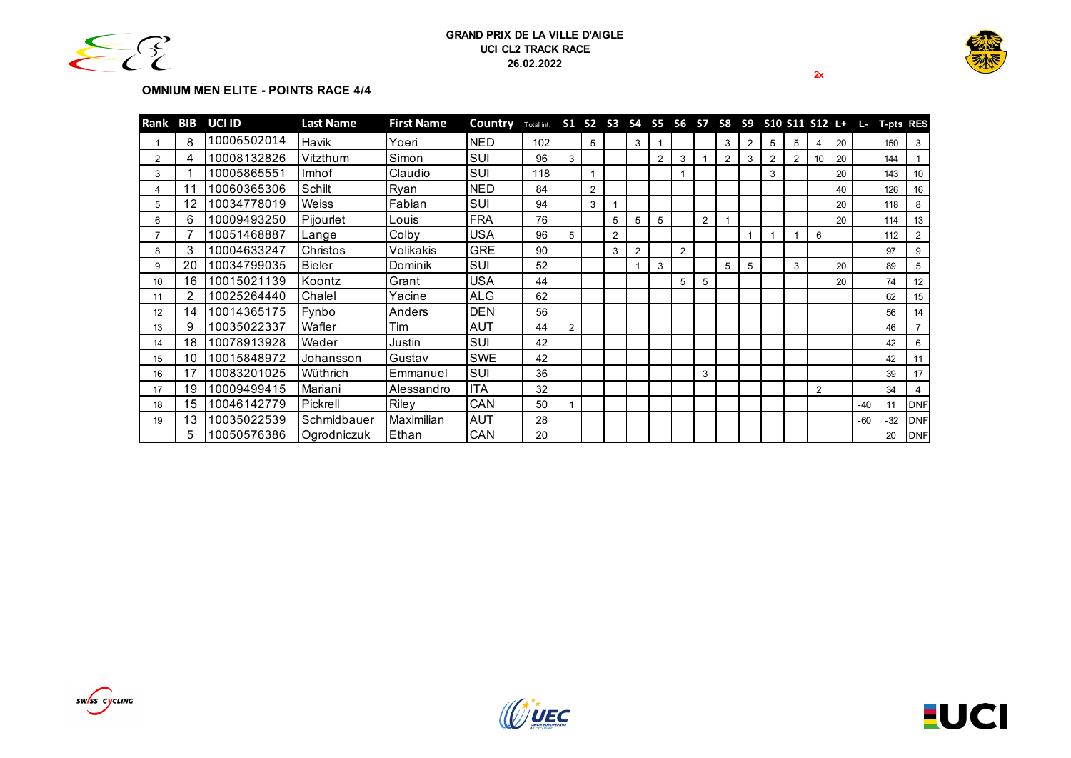**GRAND PRIX DE LA VILLE D'AIGLE**
**UCI CL2 TRACK RACE**
**26.02.2022**

2x

### OMNIUM MEN ELITE - POINTS RACE 4/4

| Rank | BIB | UCI ID | Last Name | First Name | Country | Total int. | S1 | S2 | S3 | S4 | S5 | S6 | S7 | S8 | S9 | S10 | S11 | S12 | L+ | L- | T-pts | RES |
|---|---|---|---|---|---|---|---|---|---|---|---|---|---|---|---|---|---|---|---|---|---|---|
| 1 | 8 | 10006502014 | Havik | Yoeri | NED | 102 | | 5 | | 3 | 1 | | | 3 | 2 | 5 | 5 | 4 | 20 | | 150 | 3 |
| 2 | 4 | 10008132826 | Vitzthum | Simon | SUI | 96 | 3 | | | | 2 | 3 | 1 | 2 | 3 | 2 | 2 | 10 | 20 | | 144 | 1 |
| 3 | 1 | 10005865551 | Imhof | Claudio | SUI | 118 | | 1 | | | | 1 | | | | 3 | | | 20 | | 143 | 10 |
| 4 | 11 | 10060365306 | Schilt | Ryan | NED | 84 | | 2 | | | | | | | | | | | 40 | | 126 | 16 |
| 5 | 12 | 10034778019 | Weiss | Fabian | SUI | 94 | | 3 | 1 | | | | | | | | | | 20 | | 118 | 8 |
| 6 | 6 | 10009493250 | Pijourlet | Louis | FRA | 76 | | | 5 | 5 | 5 | | 2 | 1 | | | | | 20 | | 114 | 13 |
| 7 | 7 | 10051468887 | Lange | Colby | USA | 96 | 5 | | 2 | | | | | | 1 | 1 | 1 | 6 | | | 112 | 2 |
| 8 | 3 | 10004633247 | Christos | Volikakis | GRE | 90 | | | 3 | 2 | | 2 | | | | | | | | | 97 | 9 |
| 9 | 20 | 10034799035 | Bieler | Dominik | SUI | 52 | | | | 1 | 3 | | | 5 | 5 | | 3 | | 20 | | 89 | 5 |
| 10 | 16 | 10015021139 | Koontz | Grant | USA | 44 | | | | | | 5 | 5 | | | | | | 20 | | 74 | 12 |
| 11 | 2 | 10025264440 | Chalel | Yacine | ALG | 62 | | | | | | | | | | | | | | | 62 | 15 |
| 12 | 14 | 10014365175 | Fynbo | Anders | DEN | 56 | | | | | | | | | | | | | | | 56 | 14 |
| 13 | 9 | 10035022337 | Wafler | Tim | AUT | 44 | 2 | | | | | | | | | | | | | | 46 | 7 |
| 14 | 18 | 10078913928 | Weder | Justin | SUI | 42 | | | | | | | | | | | | | | | 42 | 6 |
| 15 | 10 | 10015848972 | Johansson | Gustav | SWE | 42 | | | | | | | | | | | | | | | 42 | 11 |
| 16 | 17 | 10083201025 | Wüthrich | Emmanuel | SUI | 36 | | | | | | | 3 | | | | | | | | 39 | 17 |
| 17 | 19 | 10009499415 | Mariani | Alessandro | ITA | 32 | | | | | | | | | | | | 2 | | | 34 | 4 |
| 18 | 15 | 10046142779 | Pickrell | Riley | CAN | 50 | 1 | | | | | | | | | | | | | -40 | 11 | DNF |
| 19 | 13 | 10035022539 | Schmidbauer | Maximilian | AUT | 28 | | | | | | | | | | | | | | -60 | -32 | DNF |
| | 5 | 10050576386 | Ogrodniczuk | Ethan | CAN | 20 | | | | | | | | | | | | | | | 20 | DNF |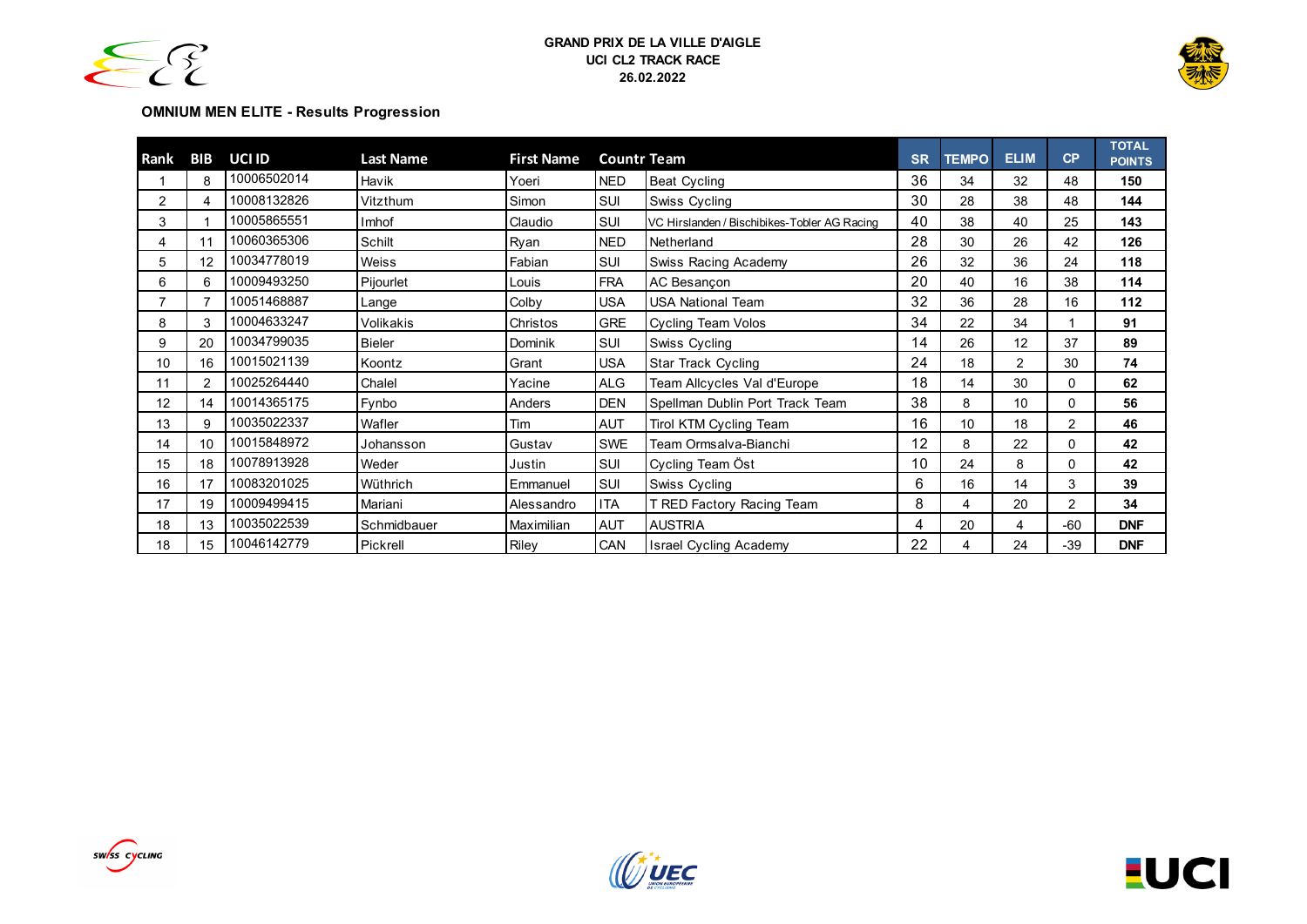**GRAND PRIX DE LA VILLE D'AIGLE**
**UCI CL2 TRACK RACE**
**26.02.2022**

## OMNIUM MEN ELITE - Results Progression

| Rank | BIB | UCI ID | Last Name | First Name | Countr | Team | SR | TEMPO | ELIM | CP | TOTAL POINTS |
|---|---|---|---|---|---|---|---|---|---|---|---|
| 1 | 8 | 10006502014 | Havik | Yoeri | NED | Beat Cycling | 36 | 34 | 32 | 48 | **150** |
| 2 | 4 | 10008132826 | Vitzthum | Simon | SUI | Swiss Cycling | 30 | 28 | 38 | 48 | **144** |
| 3 | 1 | 10005865551 | Imhof | Claudio | SUI | VC Hirslanden / Bischibikes-Tobler AG Racing | 40 | 38 | 40 | 25 | **143** |
| 4 | 11 | 10060365306 | Schilt | Ryan | NED | Netherland | 28 | 30 | 26 | 42 | **126** |
| 5 | 12 | 10034778019 | Weiss | Fabian | SUI | Swiss Racing Academy | 26 | 32 | 36 | 24 | **118** |
| 6 | 6 | 10009493250 | Pijourlet | Louis | FRA | AC Besançon | 20 | 40 | 16 | 38 | **114** |
| 7 | 7 | 10051468887 | Lange | Colby | USA | USA National Team | 32 | 36 | 28 | 16 | **112** |
| 8 | 3 | 10004633247 | Volikakis | Christos | GRE | Cycling Team Volos | 34 | 22 | 34 | 1 | **91** |
| 9 | 20 | 10034799035 | Bieler | Dominik | SUI | Swiss Cycling | 14 | 26 | 12 | 37 | **89** |
| 10 | 16 | 10015021139 | Koontz | Grant | USA | Star Track Cycling | 24 | 18 | 2 | 30 | **74** |
| 11 | 2 | 10025264440 | Chalel | Yacine | ALG | Team Allcycles Val d'Europe | 18 | 14 | 30 | 0 | **62** |
| 12 | 14 | 10014365175 | Fynbo | Anders | DEN | Spellman Dublin Port Track Team | 38 | 8 | 10 | 0 | **56** |
| 13 | 9 | 10035022337 | Wafler | Tim | AUT | Tirol KTM Cycling Team | 16 | 10 | 18 | 2 | **46** |
| 14 | 10 | 10015848972 | Johansson | Gustav | SWE | Team Ormsalva-Bianchi | 12 | 8 | 22 | 0 | **42** |
| 15 | 18 | 10078913928 | Weder | Justin | SUI | Cycling Team Öst | 10 | 24 | 8 | 0 | **42** |
| 16 | 17 | 10083201025 | Wüthrich | Emmanuel | SUI | Swiss Cycling | 6 | 16 | 14 | 3 | **39** |
| 17 | 19 | 10009499415 | Mariani | Alessandro | ITA | T RED Factory Racing Team | 8 | 4 | 20 | 2 | **34** |
| 18 | 13 | 10035022539 | Schmidbauer | Maximilian | AUT | AUSTRIA | 4 | 20 | 4 | -60 | **DNF** |
| 18 | 15 | 10046142779 | Pickrell | Riley | CAN | Israel Cycling Academy | 22 | 4 | 24 | -39 | **DNF** |